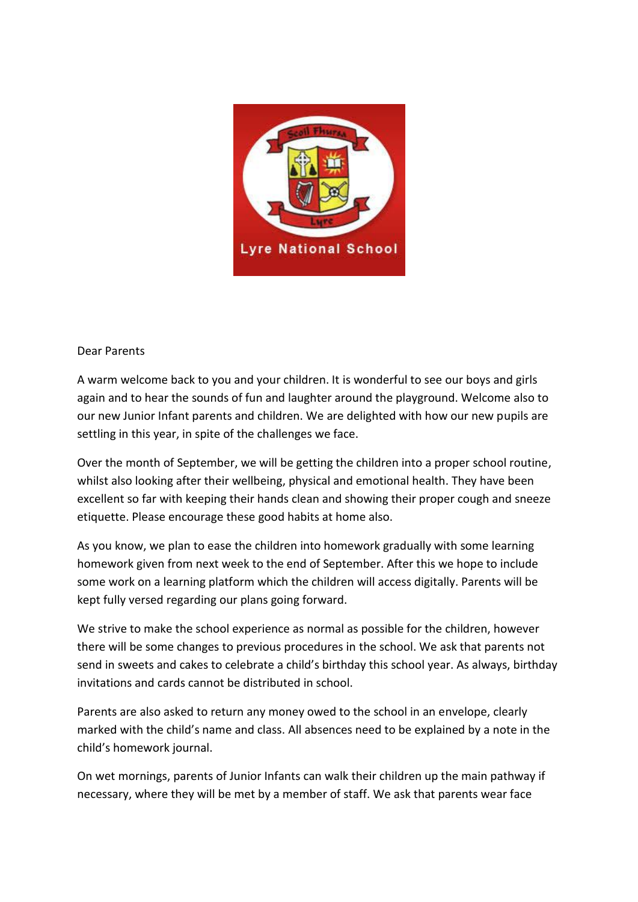Dear Parents

A warm welcome back to you and your children. It is wonderful to see our boys and girls again and to hear the sounds of fun and laughter around the playground. Welcome also to our new Junior Infant parents and children. We are delighted with how our new pupils are settling in this year, in spite of the challenges we face.

Over the month of September, we will be getting the children into a proper school routine, whilst also looking after their wellbeing, physical and emotional health. They have been excellent so far with keeping their hands clean and showing their proper cough and sneeze etiquette. Please encourage these good habits at home also.

As you know, we plan to ease the children into homework gradually with some learning homework given from next week to the end of September. After this we hope to include some work on a learning platform which the children will access digitally. Parents will be kept fully versed regarding our plans going forward.

We strive to make the school experience as normal as possible for the children, however there will be some changes to previous procedures in the school. We ask that parents not send in sweets and cakes to celebrate a child's birthday this school year. As always, birthday invitations and cards cannot be distributed in school.

Parents are also asked to return any money owed to the school in an envelope, clearly marked with the child's name and class. All absences need to be explained by a note in the child's homework journal.

On wet mornings, parents of Junior Infants can walk their children up the main pathway if necessary, where they will be met by a member of staff. We ask that parents wear face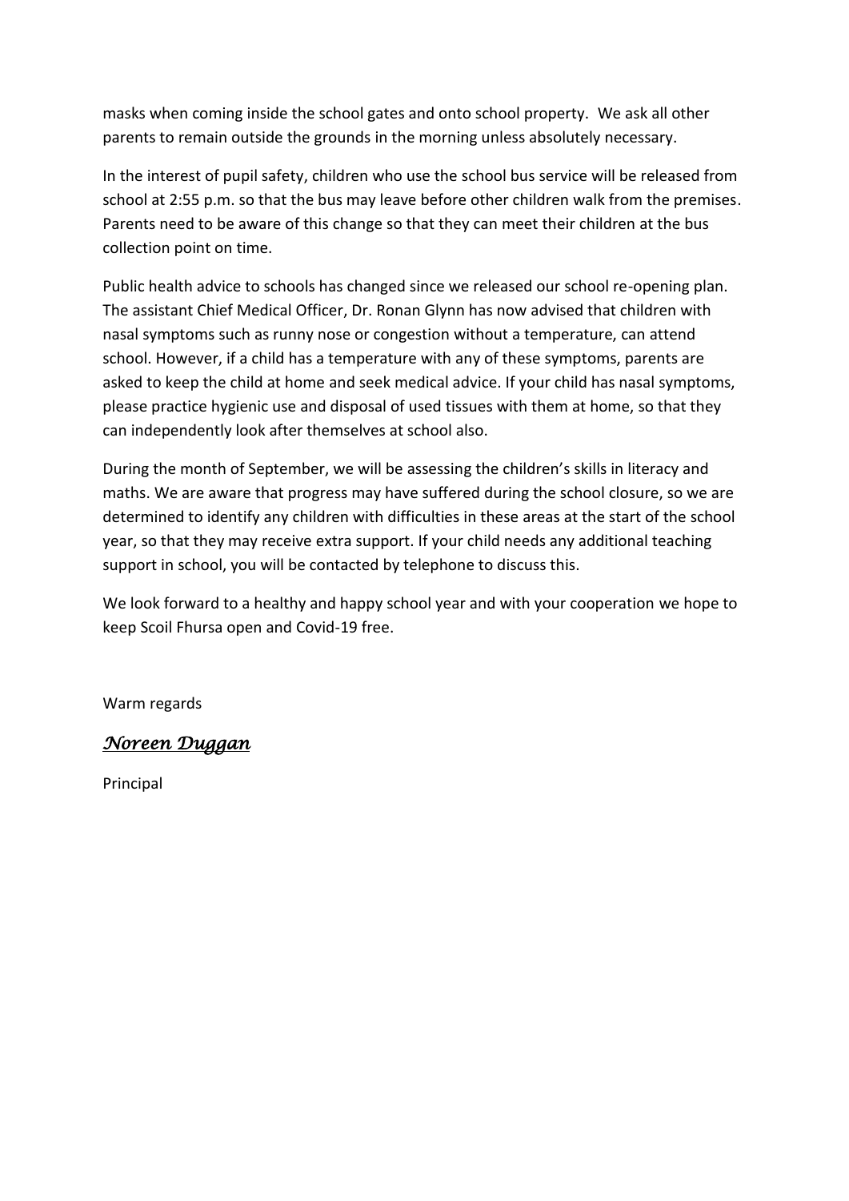masks when coming inside the school gates and onto school property.  We ask all other parents to remain outside the grounds in the morning unless absolutely necessary.

In the interest of pupil safety, children who use the school bus service will be released from school at 2:55 p.m. so that the bus may leave before other children walk from the premises. Parents need to be aware of this change so that they can meet their children at the bus collection point on time.

Public health advice to schools has changed since we released our school re-opening plan. The assistant Chief Medical Officer, Dr. Ronan Glynn has now advised that children with nasal symptoms such as runny nose or congestion without a temperature, can attend school. However, if a child has a temperature with any of these symptoms, parents are asked to keep the child at home and seek medical advice. If your child has nasal symptoms, please practice hygienic use and disposal of used tissues with them at home, so that they can independently look after themselves at school also.

During the month of September, we will be assessing the children's skills in literacy and maths. We are aware that progress may have suffered during the school closure, so we are determined to identify any children with difficulties in these areas at the start of the school year, so that they may receive extra support. If your child needs any additional teaching support in school, you will be contacted by telephone to discuss this.

We look forward to a healthy and happy school year and with your cooperation we hope to keep Scoil Fhursa open and Covid-19 free.

Warm regards

*Noreen Duggan*

Principal